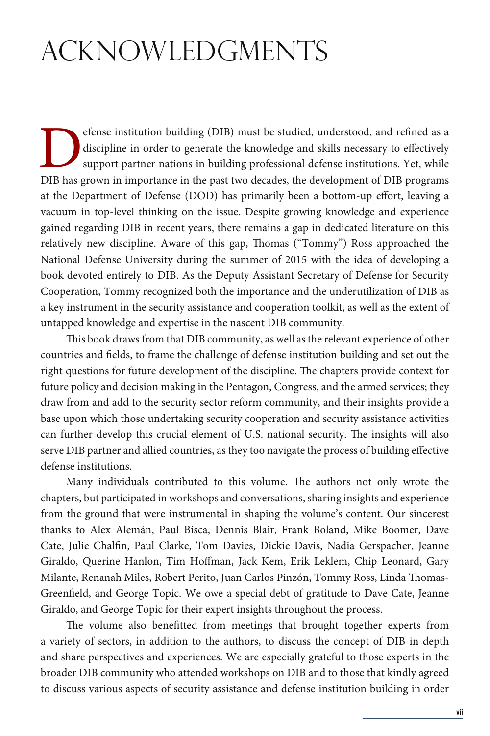# ACKNOWLEDGMENTS

Defense institution building (DIB) must be studied, understood, and refined as a discipline in order to generate the knowledge and skills necessary to effectively support partner nations in building professional defense institutions. Yet, while DIB has grown in importance in the past two decades, the development of DIB programs at the Department of Defense (DOD) has primarily been a bottom-up effort, leaving a vacuum in top-level thinking on the issue. Despite growing knowledge and experience gained regarding DIB in recent years, there remains a gap in dedicated literature on this relatively new discipline. Aware of this gap, Thomas ("Tommy") Ross approached the National Defense University during the summer of 2015 with the idea of developing a book devoted entirely to DIB. As the Deputy Assistant Secretary of Defense for Security Cooperation, Tommy recognized both the importance and the underutilization of DIB as a key instrument in the security assistance and cooperation toolkit, as well as the extent of untapped knowledge and expertise in the nascent DIB community.

This book draws from that DIB community, as well as the relevant experience of other countries and fields, to frame the challenge of defense institution building and set out the right questions for future development of the discipline. The chapters provide context for future policy and decision making in the Pentagon, Congress, and the armed services; they draw from and add to the security sector reform community, and their insights provide a base upon which those undertaking security cooperation and security assistance activities can further develop this crucial element of U.S. national security. The insights will also serve DIB partner and allied countries, as they too navigate the process of building effective defense institutions.

Many individuals contributed to this volume. The authors not only wrote the chapters, but participated in workshops and conversations, sharing insights and experience from the ground that were instrumental in shaping the volume's content. Our sincerest thanks to Alex Alemán, Paul Bisca, Dennis Blair, Frank Boland, Mike Boomer, Dave Cate, Julie Chalfin, Paul Clarke, Tom Davies, Dickie Davis, Nadia Gerspacher, Jeanne Giraldo, Querine Hanlon, Tim Hoffman, Jack Kem, Erik Leklem, Chip Leonard, Gary Milante, Renanah Miles, Robert Perito, Juan Carlos Pinzón, Tommy Ross, Linda Thomas-Greenfield, and George Topic. We owe a special debt of gratitude to Dave Cate, Jeanne Giraldo, and George Topic for their expert insights throughout the process.

The volume also benefitted from meetings that brought together experts from a variety of sectors, in addition to the authors, to discuss the concept of DIB in depth and share perspectives and experiences. We are especially grateful to those experts in the broader DIB community who attended workshops on DIB and to those that kindly agreed to discuss various aspects of security assistance and defense institution building in order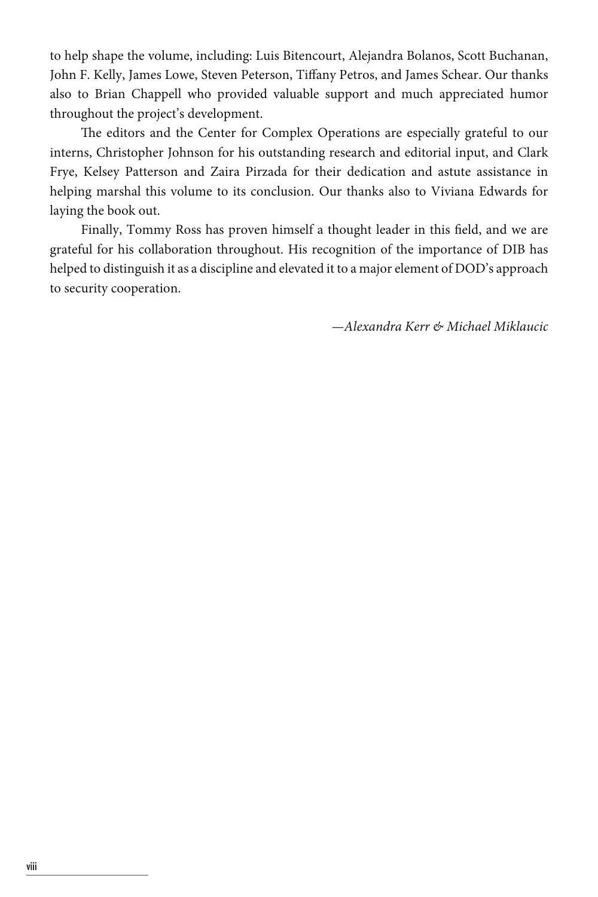to help shape the volume, including: Luis Bitencourt, Alejandra Bolanos, Scott Buchanan, John F. Kelly, James Lowe, Steven Peterson, Tiffany Petros, and James Schear. Our thanks also to Brian Chappell who provided valuable support and much appreciated humor throughout the project's development.

The editors and the Center for Complex Operations are especially grateful to our interns, Christopher Johnson for his outstanding research and editorial input, and Clark Frye, Kelsey Patterson and Zaira Pirzada for their dedication and astute assistance in helping marshal this volume to its conclusion. Our thanks also to Viviana Edwards for laying the book out.

Finally, Tommy Ross has proven himself a thought leader in this field, and we are grateful for his collaboration throughout. His recognition of the importance of DIB has helped to distinguish it as a discipline and elevated it to a major element of DOD's approach to security cooperation.

*—Alexandra Kerr & Michael Miklaucic*